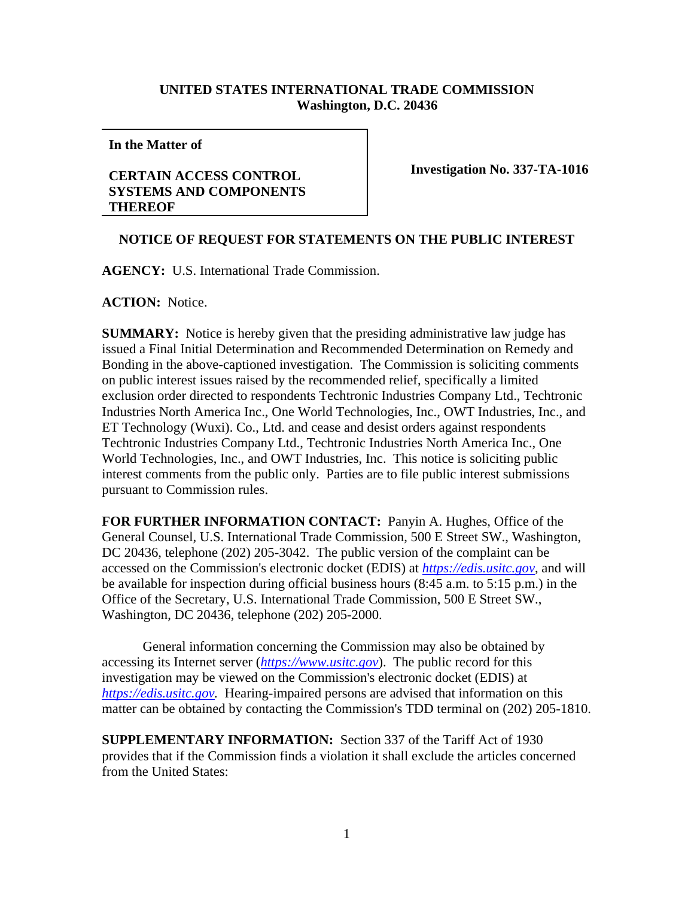**UNITED STATES INTERNATIONAL TRADE COMMISSION**
**Washington, D.C. 20436**

**In the Matter of**

**CERTAIN ACCESS CONTROL SYSTEMS AND COMPONENTS THEREOF**

**Investigation No. 337-TA-1016**

## NOTICE OF REQUEST FOR STATEMENTS ON THE PUBLIC INTEREST

**AGENCY:** U.S. International Trade Commission.

**ACTION:** Notice.

**SUMMARY:** Notice is hereby given that the presiding administrative law judge has issued a Final Initial Determination and Recommended Determination on Remedy and Bonding in the above-captioned investigation. The Commission is soliciting comments on public interest issues raised by the recommended relief, specifically a limited exclusion order directed to respondents Techtronic Industries Company Ltd., Techtronic Industries North America Inc., One World Technologies, Inc., OWT Industries, Inc., and ET Technology (Wuxi). Co., Ltd. and cease and desist orders against respondents Techtronic Industries Company Ltd., Techtronic Industries North America Inc., One World Technologies, Inc., and OWT Industries, Inc. This notice is soliciting public interest comments from the public only. Parties are to file public interest submissions pursuant to Commission rules.

**FOR FURTHER INFORMATION CONTACT:** Panyin A. Hughes, Office of the General Counsel, U.S. International Trade Commission, 500 E Street SW., Washington, DC 20436, telephone (202) 205-3042. The public version of the complaint can be accessed on the Commission's electronic docket (EDIS) at *https://edis.usitc.gov*, and will be available for inspection during official business hours (8:45 a.m. to 5:15 p.m.) in the Office of the Secretary, U.S. International Trade Commission, 500 E Street SW., Washington, DC 20436, telephone (202) 205-2000.

General information concerning the Commission may also be obtained by accessing its Internet server (*https://www.usitc.gov*). The public record for this investigation may be viewed on the Commission's electronic docket (EDIS) at *https://edis.usitc.gov.* Hearing-impaired persons are advised that information on this matter can be obtained by contacting the Commission's TDD terminal on (202) 205-1810.

**SUPPLEMENTARY INFORMATION:** Section 337 of the Tariff Act of 1930 provides that if the Commission finds a violation it shall exclude the articles concerned from the United States: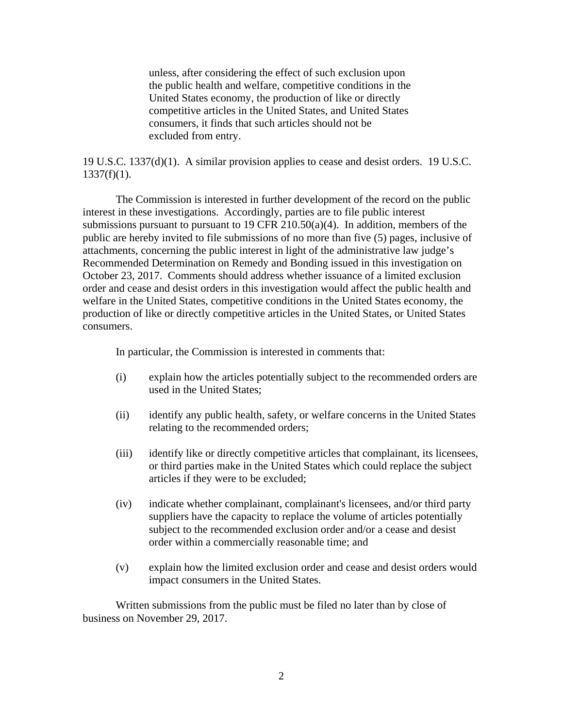> unless, after considering the effect of such exclusion upon the public health and welfare, competitive conditions in the United States economy, the production of like or directly competitive articles in the United States, and United States consumers, it finds that such articles should not be excluded from entry.

19 U.S.C. 1337(d)(1). A similar provision applies to cease and desist orders. 19 U.S.C. 1337(f)(1).

The Commission is interested in further development of the record on the public interest in these investigations. Accordingly, parties are to file public interest submissions pursuant to pursuant to 19 CFR 210.50(a)(4). In addition, members of the public are hereby invited to file submissions of no more than five (5) pages, inclusive of attachments, concerning the public interest in light of the administrative law judge's Recommended Determination on Remedy and Bonding issued in this investigation on October 23, 2017. Comments should address whether issuance of a limited exclusion order and cease and desist orders in this investigation would affect the public health and welfare in the United States, competitive conditions in the United States economy, the production of like or directly competitive articles in the United States, or United States consumers.

In particular, the Commission is interested in comments that:

(i) explain how the articles potentially subject to the recommended orders are used in the United States;

(ii) identify any public health, safety, or welfare concerns in the United States relating to the recommended orders;

(iii) identify like or directly competitive articles that complainant, its licensees, or third parties make in the United States which could replace the subject articles if they were to be excluded;

(iv) indicate whether complainant, complainant's licensees, and/or third party suppliers have the capacity to replace the volume of articles potentially subject to the recommended exclusion order and/or a cease and desist order within a commercially reasonable time; and

(v) explain how the limited exclusion order and cease and desist orders would impact consumers in the United States.

Written submissions from the public must be filed no later than by close of business on November 29, 2017.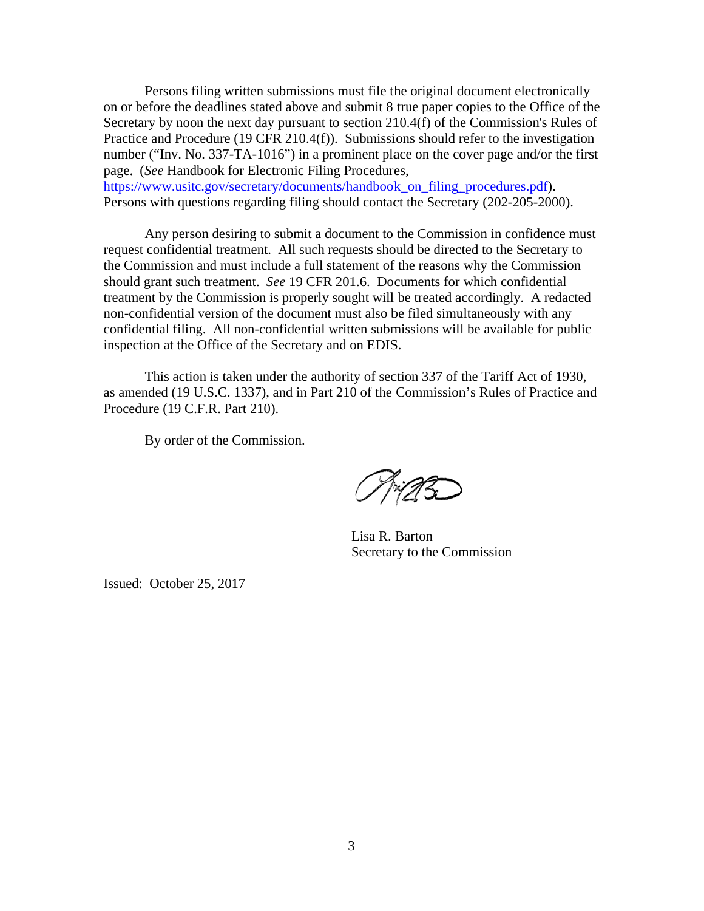Persons filing written submissions must file the original document electronically on or before the deadlines stated above and submit 8 true paper copies to the Office of the Secretary by noon the next day pursuant to section 210.4(f) of the Commission's Rules of Practice and Procedure (19 CFR 210.4(f)). Submissions should refer to the investigation number ("Inv. No. 337-TA-1016") in a prominent place on the cover page and/or the first page. (*See* Handbook for Electronic Filing Procedures, [https://www.usitc.gov/secretary/documents/handbook_on_filing_procedures.pdf](https://www.usitc.gov/secretary/documents/handbook_on_filing_procedures.pdf)). Persons with questions regarding filing should contact the Secretary (202-205-2000).

Any person desiring to submit a document to the Commission in confidence must request confidential treatment. All such requests should be directed to the Secretary to the Commission and must include a full statement of the reasons why the Commission should grant such treatment. *See* 19 CFR 201.6. Documents for which confidential treatment by the Commission is properly sought will be treated accordingly. A redacted non-confidential version of the document must also be filed simultaneously with any confidential filing. All non-confidential written submissions will be available for public inspection at the Office of the Secretary and on EDIS.

This action is taken under the authority of section 337 of the Tariff Act of 1930, as amended (19 U.S.C. 1337), and in Part 210 of the Commission's Rules of Practice and Procedure (19 C.F.R. Part 210).

By order of the Commission.

Lisa R. Barton
Secretary to the Commission

Issued: October 25, 2017